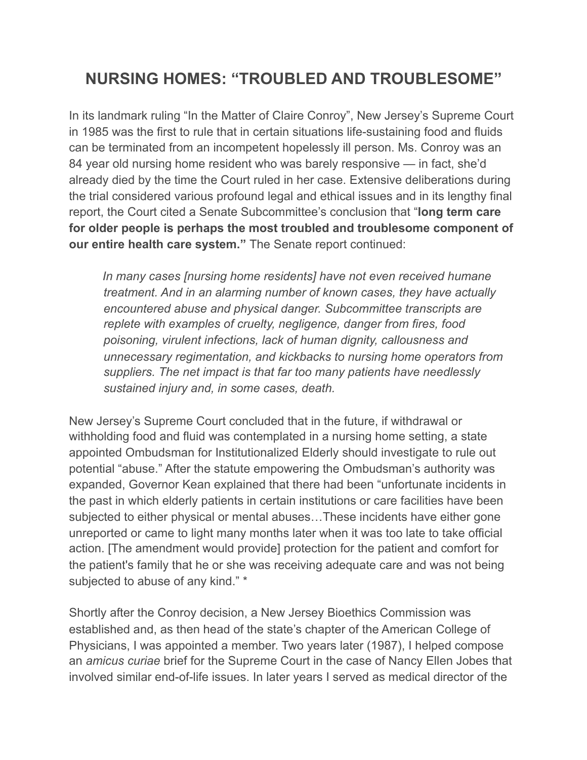# NURSING HOMES: "TROUBLED AND TROUBLESOME"

In its landmark ruling "In the Matter of Claire Conroy", New Jersey's Supreme Court in 1985 was the first to rule that in certain situations life-sustaining food and fluids can be terminated from an incompetent hopelessly ill person. Ms. Conroy was an 84 year old nursing home resident who was barely responsive — in fact, she'd already died by the time the Court ruled in her case. Extensive deliberations during the trial considered various profound legal and ethical issues and in its lengthy final report, the Court cited a Senate Subcommittee's conclusion that "**long term care for older people is perhaps the most troubled and troublesome component of our entire health care system."** The Senate report continued:

> *In many cases [nursing home residents] have not even received humane treatment. And in an alarming number of known cases, they have actually encountered abuse and physical danger. Subcommittee transcripts are replete with examples of cruelty, negligence, danger from fires, food poisoning, virulent infections, lack of human dignity, callousness and unnecessary regimentation, and kickbacks to nursing home operators from suppliers. The net impact is that far too many patients have needlessly sustained injury and, in some cases, death.*

New Jersey's Supreme Court concluded that in the future, if withdrawal or withholding food and fluid was contemplated in a nursing home setting, a state appointed Ombudsman for Institutionalized Elderly should investigate to rule out potential "abuse." After the statute empowering the Ombudsman's authority was expanded, Governor Kean explained that there had been "unfortunate incidents in the past in which elderly patients in certain institutions or care facilities have been subjected to either physical or mental abuses…These incidents have either gone unreported or came to light many months later when it was too late to take official action. [The amendment would provide] protection for the patient and comfort for the patient's family that he or she was receiving adequate care and was not being subjected to abuse of any kind." *

Shortly after the Conroy decision, a New Jersey Bioethics Commission was established and, as then head of the state's chapter of the American College of Physicians, I was appointed a member. Two years later (1987), I helped compose an *amicus curiae* brief for the Supreme Court in the case of Nancy Ellen Jobes that involved similar end-of-life issues. In later years I served as medical director of the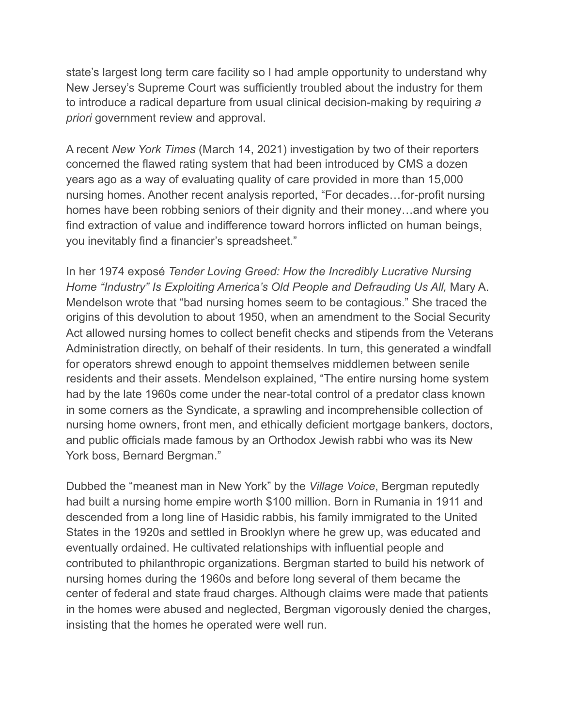state's largest long term care facility so I had ample opportunity to understand why New Jersey's Supreme Court was sufficiently troubled about the industry for them to introduce a radical departure from usual clinical decision-making by requiring *a priori* government review and approval.

A recent *New York Times* (March 14, 2021) investigation by two of their reporters concerned the flawed rating system that had been introduced by CMS a dozen years ago as a way of evaluating quality of care provided in more than 15,000 nursing homes. Another recent analysis reported, "For decades…for-profit nursing homes have been robbing seniors of their dignity and their money…and where you find extraction of value and indifference toward horrors inflicted on human beings, you inevitably find a financier's spreadsheet."

In her 1974 exposé *Tender Loving Greed: How the Incredibly Lucrative Nursing Home "Industry" Is Exploiting America's Old People and Defrauding Us All,* Mary A. Mendelson wrote that "bad nursing homes seem to be contagious." She traced the origins of this devolution to about 1950, when an amendment to the Social Security Act allowed nursing homes to collect benefit checks and stipends from the Veterans Administration directly, on behalf of their residents. In turn, this generated a windfall for operators shrewd enough to appoint themselves middlemen between senile residents and their assets. Mendelson explained, "The entire nursing home system had by the late 1960s come under the near-total control of a predator class known in some corners as the Syndicate, a sprawling and incomprehensible collection of nursing home owners, front men, and ethically deficient mortgage bankers, doctors, and public officials made famous by an Orthodox Jewish rabbi who was its New York boss, Bernard Bergman."

Dubbed the "meanest man in New York" by the *Village Voice*, Bergman reputedly had built a nursing home empire worth $100 million. Born in Rumania in 1911 and descended from a long line of Hasidic rabbis, his family immigrated to the United States in the 1920s and settled in Brooklyn where he grew up, was educated and eventually ordained. He cultivated relationships with influential people and contributed to philanthropic organizations. Bergman started to build his network of nursing homes during the 1960s and before long several of them became the center of federal and state fraud charges. Although claims were made that patients in the homes were abused and neglected, Bergman vigorously denied the charges, insisting that the homes he operated were well run.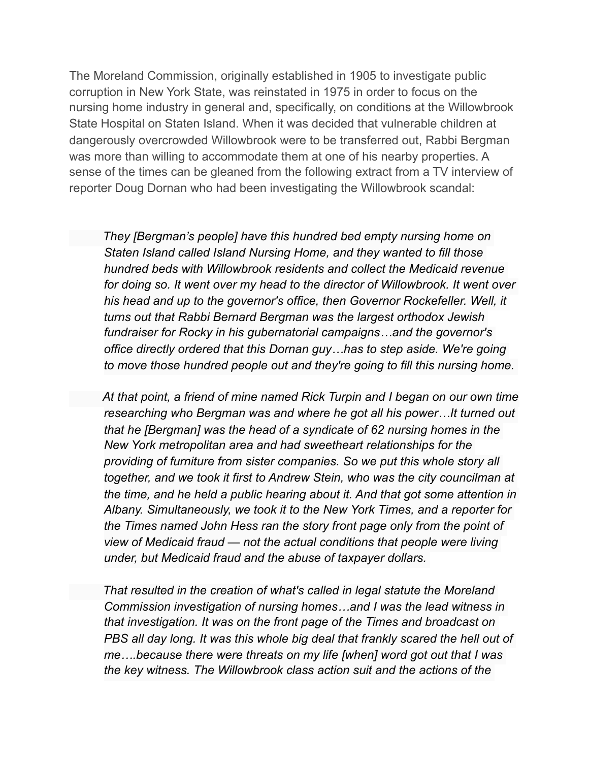The Moreland Commission, originally established in 1905 to investigate public corruption in New York State, was reinstated in 1975 in order to focus on the nursing home industry in general and, specifically, on conditions at the Willowbrook State Hospital on Staten Island. When it was decided that vulnerable children at dangerously overcrowded Willowbrook were to be transferred out, Rabbi Bergman was more than willing to accommodate them at one of his nearby properties. A sense of the times can be gleaned from the following extract from a TV interview of reporter Doug Dornan who had been investigating the Willowbrook scandal:

> *They [Bergman's people] have this hundred bed empty nursing home on Staten Island called Island Nursing Home, and they wanted to fill those hundred beds with Willowbrook residents and collect the Medicaid revenue for doing so. It went over my head to the director of Willowbrook. It went over his head and up to the governor's office, then Governor Rockefeller. Well, it turns out that Rabbi Bernard Bergman was the largest orthodox Jewish fundraiser for Rocky in his gubernatorial campaigns…and the governor's office directly ordered that this Dornan guy…has to step aside. We're going to move those hundred people out and they're going to fill this nursing home.*
>
> *At that point, a friend of mine named Rick Turpin and I began on our own time researching who Bergman was and where he got all his power…It turned out that he [Bergman] was the head of a syndicate of 62 nursing homes in the New York metropolitan area and had sweetheart relationships for the providing of furniture from sister companies. So we put this whole story all together, and we took it first to Andrew Stein, who was the city councilman at the time, and he held a public hearing about it. And that got some attention in Albany. Simultaneously, we took it to the New York Times, and a reporter for the Times named John Hess ran the story front page only from the point of view of Medicaid fraud — not the actual conditions that people were living under, but Medicaid fraud and the abuse of taxpayer dollars.*
>
> *That resulted in the creation of what's called in legal statute the Moreland Commission investigation of nursing homes…and I was the lead witness in that investigation. It was on the front page of the Times and broadcast on PBS all day long. It was this whole big deal that frankly scared the hell out of me….because there were threats on my life [when] word got out that I was the key witness. The Willowbrook class action suit and the actions of the*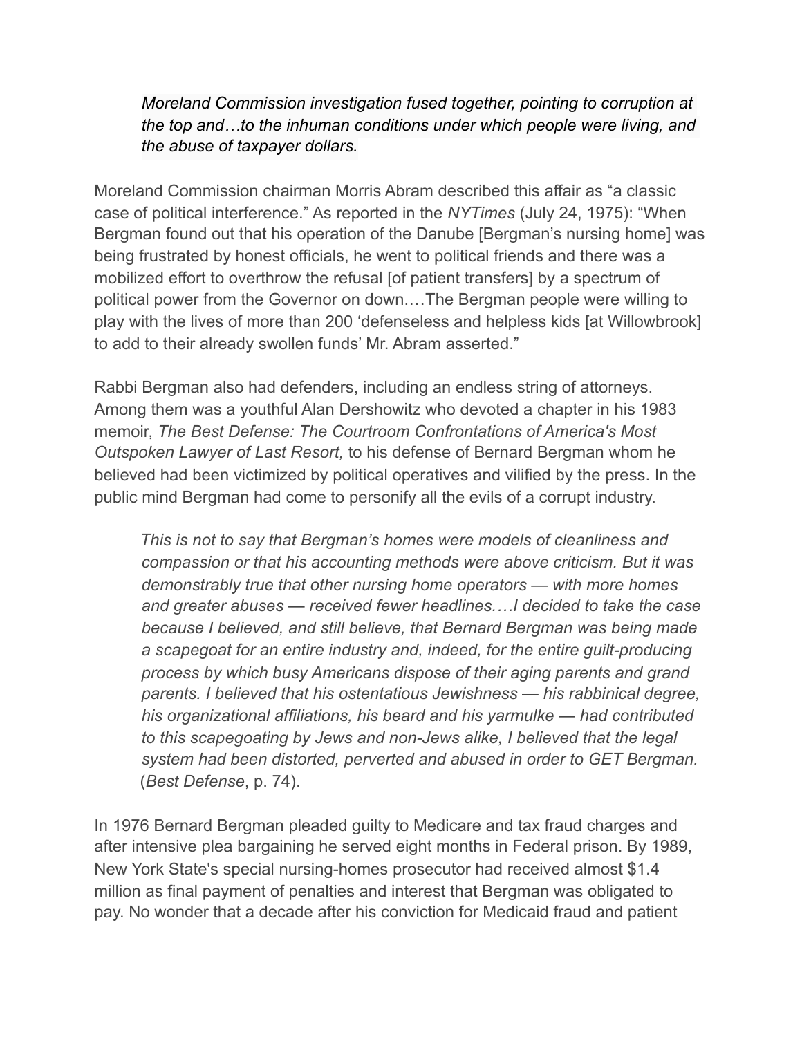*Moreland Commission investigation fused together, pointing to corruption at the top and…to the inhuman conditions under which people were living, and the abuse of taxpayer dollars.*

Moreland Commission chairman Morris Abram described this affair as "a classic case of political interference." As reported in the *NYTimes* (July 24, 1975): "When Bergman found out that his operation of the Danube [Bergman's nursing home] was being frustrated by honest officials, he went to political friends and there was a mobilized effort to overthrow the refusal [of patient transfers] by a spectrum of political power from the Governor on down.…The Bergman people were willing to play with the lives of more than 200 'defenseless and helpless kids [at Willowbrook] to add to their already swollen funds' Mr. Abram asserted."

Rabbi Bergman also had defenders, including an endless string of attorneys. Among them was a youthful Alan Dershowitz who devoted a chapter in his 1983 memoir, *The Best Defense: The Courtroom Confrontations of America's Most Outspoken Lawyer of Last Resort,* to his defense of Bernard Bergman whom he believed had been victimized by political operatives and vilified by the press. In the public mind Bergman had come to personify all the evils of a corrupt industry.

*This is not to say that Bergman's homes were models of cleanliness and compassion or that his accounting methods were above criticism. But it was demonstrably true that other nursing home operators — with more homes and greater abuses — received fewer headlines.…I decided to take the case because I believed, and still believe, that Bernard Bergman was being made a scapegoat for an entire industry and, indeed, for the entire guilt-producing process by which busy Americans dispose of their aging parents and grand parents. I believed that his ostentatious Jewishness — his rabbinical degree, his organizational affiliations, his beard and his yarmulke — had contributed to this scapegoating by Jews and non-Jews alike, I believed that the legal system had been distorted, perverted and abused in order to GET Bergman.* (*Best Defense*, p. 74).

In 1976 Bernard Bergman pleaded guilty to Medicare and tax fraud charges and after intensive plea bargaining he served eight months in Federal prison. By 1989, New York State's special nursing-homes prosecutor had received almost $1.4 million as final payment of penalties and interest that Bergman was obligated to pay. No wonder that a decade after his conviction for Medicaid fraud and patient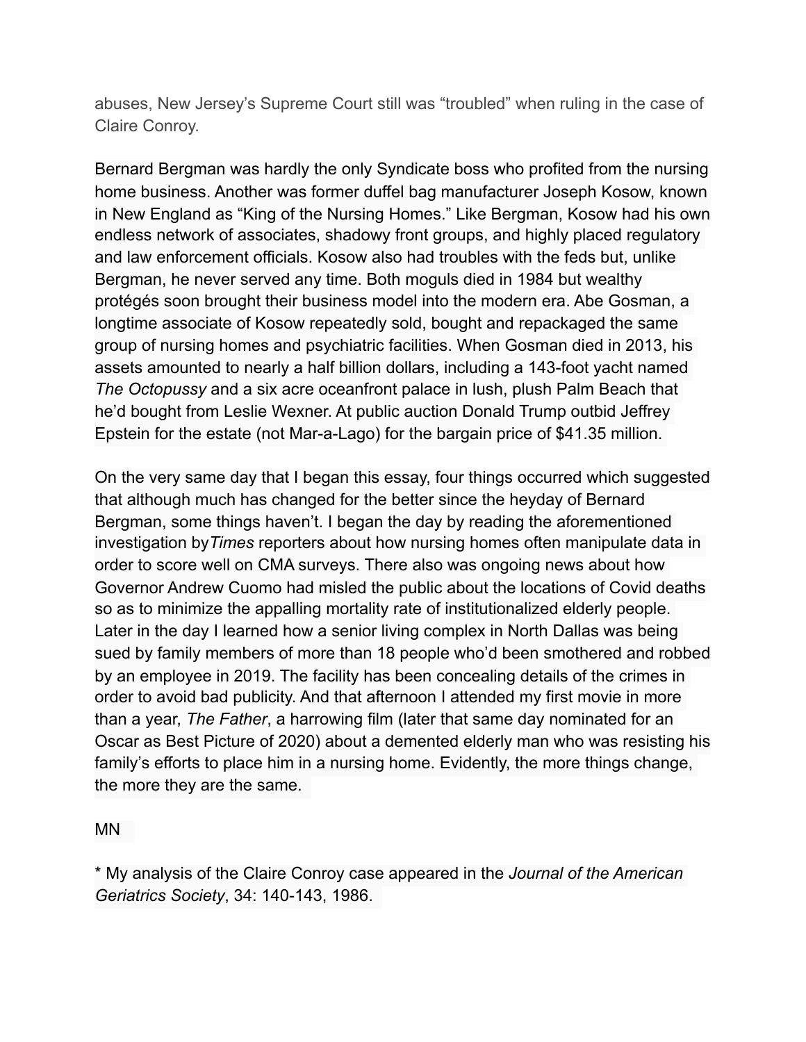abuses, New Jersey's Supreme Court still was "troubled" when ruling in the case of Claire Conroy.

Bernard Bergman was hardly the only Syndicate boss who profited from the nursing home business. Another was former duffel bag manufacturer Joseph Kosow, known in New England as "King of the Nursing Homes." Like Bergman, Kosow had his own endless network of associates, shadowy front groups, and highly placed regulatory and law enforcement officials. Kosow also had troubles with the feds but, unlike Bergman, he never served any time. Both moguls died in 1984 but wealthy protégés soon brought their business model into the modern era. Abe Gosman, a longtime associate of Kosow repeatedly sold, bought and repackaged the same group of nursing homes and psychiatric facilities. When Gosman died in 2013, his assets amounted to nearly a half billion dollars, including a 143-foot yacht named *The Octopussy* and a six acre oceanfront palace in lush, plush Palm Beach that he'd bought from Leslie Wexner. At public auction Donald Trump outbid Jeffrey Epstein for the estate (not Mar-a-Lago) for the bargain price of $41.35 million.

On the very same day that I began this essay, four things occurred which suggested that although much has changed for the better since the heyday of Bernard Bergman, some things haven't. I began the day by reading the aforementioned investigation by*Times* reporters about how nursing homes often manipulate data in order to score well on CMA surveys. There also was ongoing news about how Governor Andrew Cuomo had misled the public about the locations of Covid deaths so as to minimize the appalling mortality rate of institutionalized elderly people. Later in the day I learned how a senior living complex in North Dallas was being sued by family members of more than 18 people who'd been smothered and robbed by an employee in 2019. The facility has been concealing details of the crimes in order to avoid bad publicity. And that afternoon I attended my first movie in more than a year, *The Father*, a harrowing film (later that same day nominated for an Oscar as Best Picture of 2020) about a demented elderly man who was resisting his family's efforts to place him in a nursing home. Evidently, the more things change, the more they are the same.

MN

* My analysis of the Claire Conroy case appeared in the *Journal of the American Geriatrics Society*, 34: 140-143, 1986.